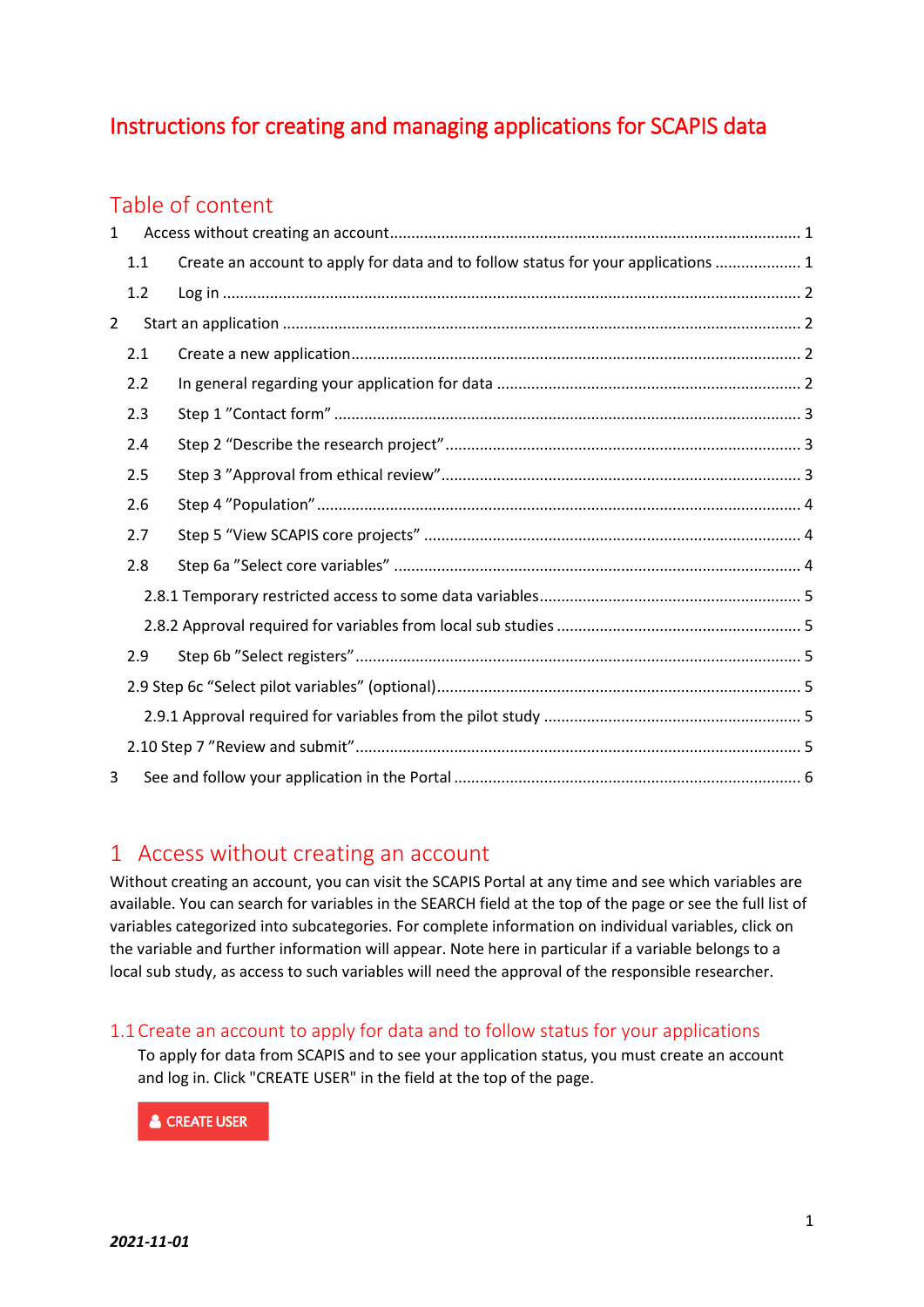# Instructions for creating and managing applications for SCAPIS data

## Table of content

1 Access without creating an account ........ 1

 1.1 Create an account to apply for data and to follow status for your applications ........ 1

 1.2 Log in ........ 2

2 Start an application ........ 2

 2.1 Create a new application ........ 2

 2.2 In general regarding your application for data ........ 2

 2.3 Step 1 ”Contact form” ........ 3

 2.4 Step 2 “Describe the research project” ........ 3

 2.5 Step 3 ”Approval from ethical review” ........ 3

 2.6 Step 4 ”Population” ........ 4

 2.7 Step 5 “View SCAPIS core projects” ........ 4

 2.8 Step 6a ”Select core variables” ........ 4

  2.8.1 Temporary restricted access to some data variables ........ 5

  2.8.2 Approval required for variables from local sub studies ........ 5

 2.9 Step 6b ”Select registers” ........ 5

 2.9 Step 6c “Select pilot variables” (optional) ........ 5

  2.9.1 Approval required for variables from the pilot study ........ 5

 2.10 Step 7 ”Review and submit” ........ 5

3 See and follow your application in the Portal ........ 6

## 1 Access without creating an account

Without creating an account, you can visit the SCAPIS Portal at any time and see which variables are available. You can search for variables in the SEARCH field at the top of the page or see the full list of variables categorized into subcategories. For complete information on individual variables, click on the variable and further information will appear. Note here in particular if a variable belongs to a local sub study, as access to such variables will need the approval of the responsible researcher.

### 1.1 Create an account to apply for data and to follow status for your applications

To apply for data from SCAPIS and to see your application status, you must create an account and log in. Click "CREATE USER" in the field at the top of the page.

CREATE USER

***2021-11-01***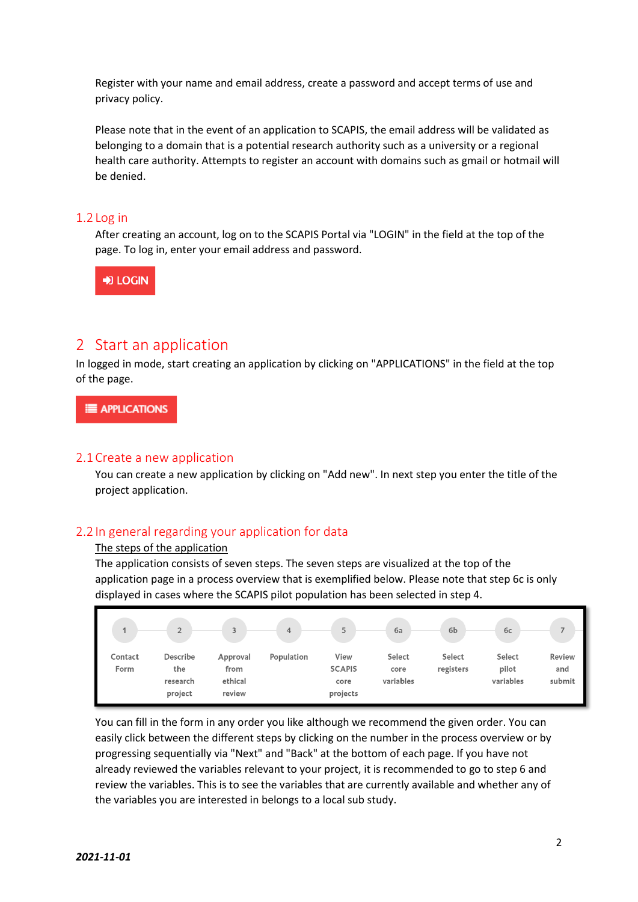Register with your name and email address, create a password and accept terms of use and privacy policy.

Please note that in the event of an application to SCAPIS, the email address will be validated as belonging to a domain that is a potential research authority such as a university or a regional health care authority. Attempts to register an account with domains such as gmail or hotmail will be denied.

### 1.2 Log in

After creating an account, log on to the SCAPIS Portal via "LOGIN" in the field at the top of the page. To log in, enter your email address and password.

LOGIN

## 2 Start an application

In logged in mode, start creating an application by clicking on "APPLICATIONS" in the field at the top of the page.

APPLICATIONS

### 2.1 Create a new application

You can create a new application by clicking on "Add new". In next step you enter the title of the project application.

### 2.2 In general regarding your application for data

<u>The steps of the application</u>

The application consists of seven steps. The seven steps are visualized at the top of the application page in a process overview that is exemplified below. Please note that step 6c is only displayed in cases where the SCAPIS pilot population has been selected in step 4.

| 1 | 2 | 3 | 4 | 5 | 6a | 6b | 6c | 7 |
|---|---|---|---|---|---|---|---|---|
| Contact Form | Describe the research project | Approval from ethical review | Population | View SCAPIS core projects | Select core variables | Select registers | Select pilot variables | Review and submit |

You can fill in the form in any order you like although we recommend the given order. You can easily click between the different steps by clicking on the number in the process overview or by progressing sequentially via "Next" and "Back" at the bottom of each page. If you have not already reviewed the variables relevant to your project, it is recommended to go to step 6 and review the variables. This is to see the variables that are currently available and whether any of the variables you are interested in belongs to a local sub study.

***2021-11-01***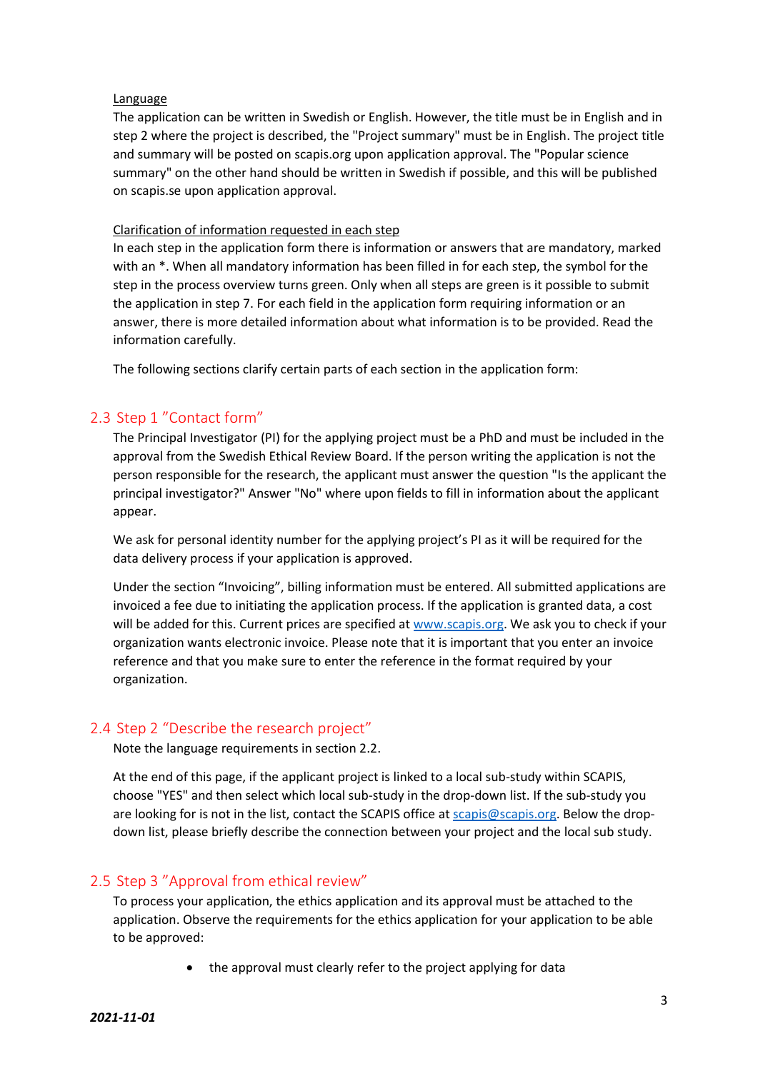Language

The application can be written in Swedish or English. However, the title must be in English and in step 2 where the project is described, the "Project summary" must be in English. The project title and summary will be posted on scapis.org upon application approval. The "Popular science summary" on the other hand should be written in Swedish if possible, and this will be published on scapis.se upon application approval.

Clarification of information requested in each step

In each step in the application form there is information or answers that are mandatory, marked with an *. When all mandatory information has been filled in for each step, the symbol for the step in the process overview turns green. Only when all steps are green is it possible to submit the application in step 7. For each field in the application form requiring information or an answer, there is more detailed information about what information is to be provided. Read the information carefully.

The following sections clarify certain parts of each section in the application form:

## 2.3 Step 1 ”Contact form”

The Principal Investigator (PI) for the applying project must be a PhD and must be included in the approval from the Swedish Ethical Review Board. If the person writing the application is not the person responsible for the research, the applicant must answer the question "Is the applicant the principal investigator?" Answer "No" where upon fields to fill in information about the applicant appear.

We ask for personal identity number for the applying project's PI as it will be required for the data delivery process if your application is approved.

Under the section "Invoicing", billing information must be entered. All submitted applications are invoiced a fee due to initiating the application process. If the application is granted data, a cost will be added for this. Current prices are specified at www.scapis.org. We ask you to check if your organization wants electronic invoice. Please note that it is important that you enter an invoice reference and that you make sure to enter the reference in the format required by your organization.

## 2.4 Step 2 "Describe the research project"

Note the language requirements in section 2.2.

At the end of this page, if the applicant project is linked to a local sub-study within SCAPIS, choose "YES" and then select which local sub-study in the drop-down list. If the sub-study you are looking for is not in the list, contact the SCAPIS office at scapis@scapis.org. Below the drop-down list, please briefly describe the connection between your project and the local sub study.

## 2.5 Step 3 ”Approval from ethical review”

To process your application, the ethics application and its approval must be attached to the application. Observe the requirements for the ethics application for your application to be able to be approved:

- the approval must clearly refer to the project applying for data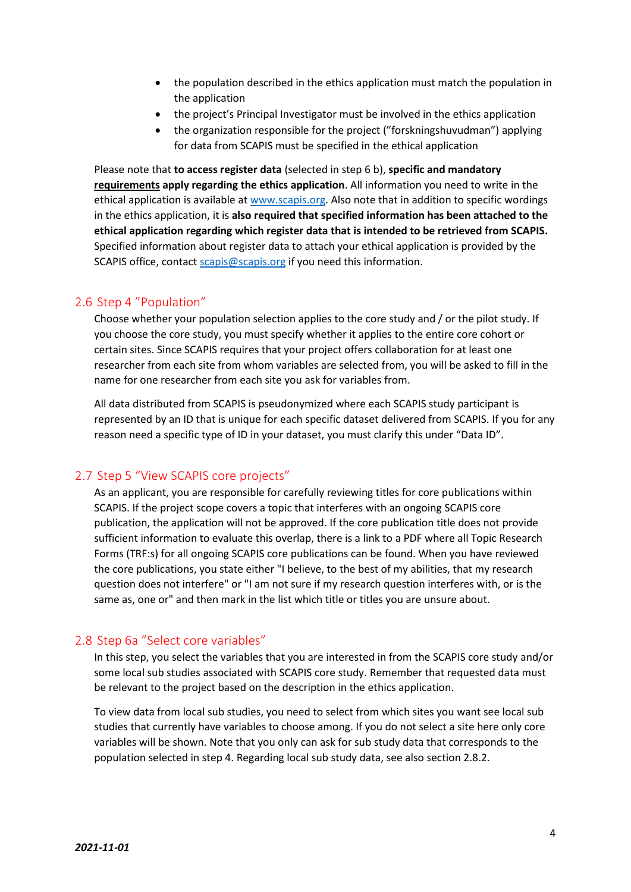- the population described in the ethics application must match the population in the application
- the project's Principal Investigator must be involved in the ethics application
- the organization responsible for the project ("forskningshuvudman") applying for data from SCAPIS must be specified in the ethical application

Please note that **to access register data** (selected in step 6 b), **specific and mandatory requirements apply regarding the ethics application**. All information you need to write in the ethical application is available at www.scapis.org. Also note that in addition to specific wordings in the ethics application, it is **also required that specified information has been attached to the ethical application regarding which register data that is intended to be retrieved from SCAPIS.** Specified information about register data to attach your ethical application is provided by the SCAPIS office, contact scapis@scapis.org if you need this information.

## 2.6 Step 4 "Population"

Choose whether your population selection applies to the core study and / or the pilot study. If you choose the core study, you must specify whether it applies to the entire core cohort or certain sites. Since SCAPIS requires that your project offers collaboration for at least one researcher from each site from whom variables are selected from, you will be asked to fill in the name for one researcher from each site you ask for variables from.

All data distributed from SCAPIS is pseudonymized where each SCAPIS study participant is represented by an ID that is unique for each specific dataset delivered from SCAPIS. If you for any reason need a specific type of ID in your dataset, you must clarify this under "Data ID".

## 2.7 Step 5 "View SCAPIS core projects"

As an applicant, you are responsible for carefully reviewing titles for core publications within SCAPIS. If the project scope covers a topic that interferes with an ongoing SCAPIS core publication, the application will not be approved. If the core publication title does not provide sufficient information to evaluate this overlap, there is a link to a PDF where all Topic Research Forms (TRF:s) for all ongoing SCAPIS core publications can be found. When you have reviewed the core publications, you state either "I believe, to the best of my abilities, that my research question does not interfere" or "I am not sure if my research question interferes with, or is the same as, one or" and then mark in the list which title or titles you are unsure about.

## 2.8 Step 6a "Select core variables"

In this step, you select the variables that you are interested in from the SCAPIS core study and/or some local sub studies associated with SCAPIS core study. Remember that requested data must be relevant to the project based on the description in the ethics application.

To view data from local sub studies, you need to select from which sites you want see local sub studies that currently have variables to choose among. If you do not select a site here only core variables will be shown. Note that you only can ask for sub study data that corresponds to the population selected in step 4. Regarding local sub study data, see also section 2.8.2.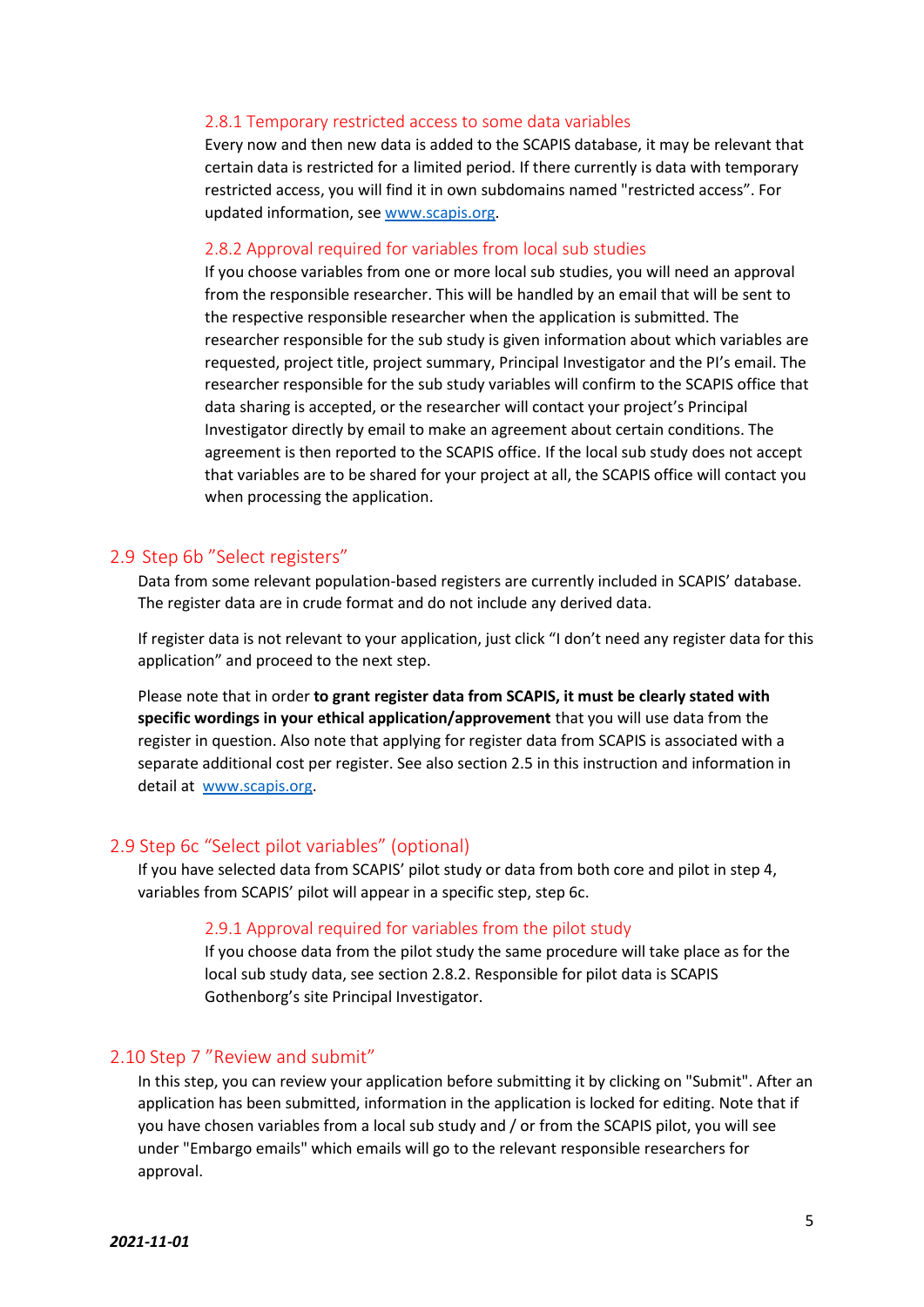### 2.8.1 Temporary restricted access to some data variables

Every now and then new data is added to the SCAPIS database, it may be relevant that certain data is restricted for a limited period. If there currently is data with temporary restricted access, you will find it in own subdomains named "restricted access". For updated information, see www.scapis.org.

### 2.8.2 Approval required for variables from local sub studies

If you choose variables from one or more local sub studies, you will need an approval from the responsible researcher. This will be handled by an email that will be sent to the respective responsible researcher when the application is submitted. The researcher responsible for the sub study is given information about which variables are requested, project title, project summary, Principal Investigator and the PI's email. The researcher responsible for the sub study variables will confirm to the SCAPIS office that data sharing is accepted, or the researcher will contact your project's Principal Investigator directly by email to make an agreement about certain conditions. The agreement is then reported to the SCAPIS office. If the local sub study does not accept that variables are to be shared for your project at all, the SCAPIS office will contact you when processing the application.

## 2.9 Step 6b "Select registers"

Data from some relevant population-based registers are currently included in SCAPIS' database. The register data are in crude format and do not include any derived data.

If register data is not relevant to your application, just click "I don't need any register data for this application" and proceed to the next step.

Please note that in order **to grant register data from SCAPIS, it must be clearly stated with specific wordings in your ethical application/approvement** that you will use data from the register in question. Also note that applying for register data from SCAPIS is associated with a separate additional cost per register. See also section 2.5 in this instruction and information in detail at www.scapis.org.

## 2.9 Step 6c "Select pilot variables" (optional)

If you have selected data from SCAPIS' pilot study or data from both core and pilot in step 4, variables from SCAPIS' pilot will appear in a specific step, step 6c.

### 2.9.1 Approval required for variables from the pilot study

If you choose data from the pilot study the same procedure will take place as for the local sub study data, see section 2.8.2. Responsible for pilot data is SCAPIS Gothenborg's site Principal Investigator.

## 2.10 Step 7 "Review and submit"

In this step, you can review your application before submitting it by clicking on "Submit". After an application has been submitted, information in the application is locked for editing. Note that if you have chosen variables from a local sub study and / or from the SCAPIS pilot, you will see under "Embargo emails" which emails will go to the relevant responsible researchers for approval.

***2021-11-01***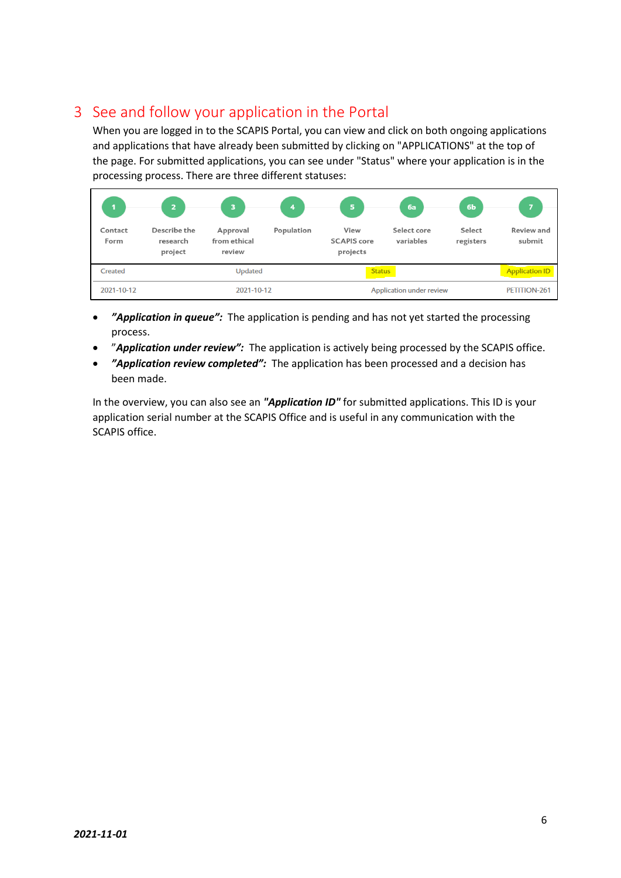# 3 See and follow your application in the Portal

When you are logged in to the SCAPIS Portal, you can view and click on both ongoing applications and applications that have already been submitted by clicking on "APPLICATIONS" at the top of the page. For submitted applications, you can see under "Status" where your application is in the processing process. There are three different statuses:

| 1 | 2 | 3 | 4 | 5 | 6a | 6b | 7 |
|---|---|---|---|---|---|---|---|
| Contact Form | Describe the research project | Approval from ethical review | Population | View SCAPIS core projects | Select core variables | Select registers | Review and submit |

| Created | Updated | Status | Application ID |
|---|---|---|---|
| 2021-10-12 | 2021-10-12 | Application under review | PETITION-261 |

- ***"Application in queue":*** The application is pending and has not yet started the processing process.
- ***"Application under review":*** The application is actively being processed by the SCAPIS office.
- ***"Application review completed":*** The application has been processed and a decision has been made.

In the overview, you can also see an ***"Application ID"*** for submitted applications. This ID is your application serial number at the SCAPIS Office and is useful in any communication with the SCAPIS office.

***2021-11-01***